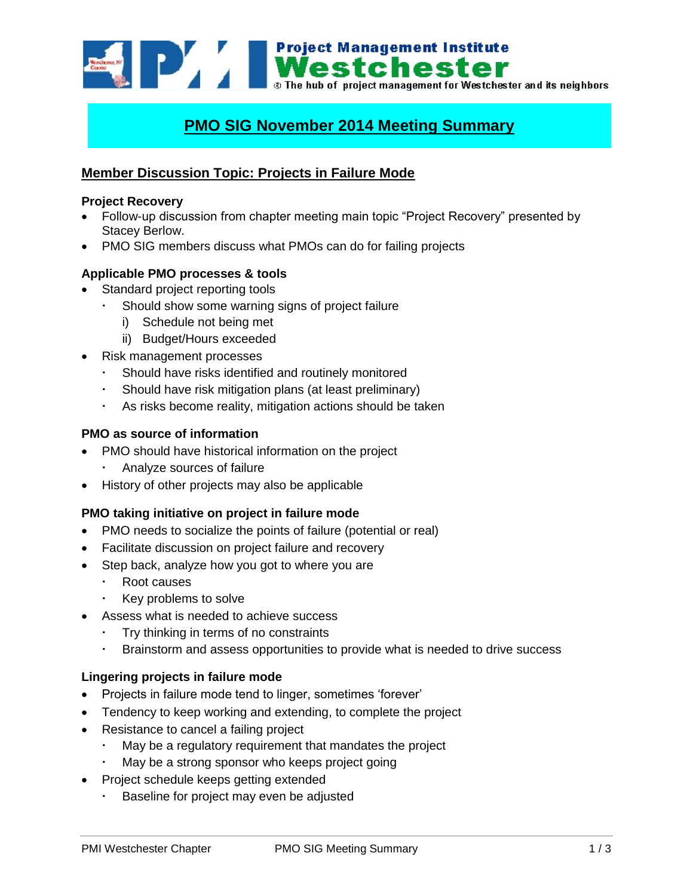Project Management Institute
Westchester
The hub of project management for Westchester and its neighbors

# PMO SIG November 2014 Meeting Summary

## Member Discussion Topic: Projects in Failure Mode

### Project Recovery

- Follow-up discussion from chapter meeting main topic "Project Recovery" presented by Stacey Berlow.
- PMO SIG members discuss what PMOs can do for failing projects

### Applicable PMO processes & tools

- Standard project reporting tools
  - Should show some warning signs of project failure
    - i) Schedule not being met
    - ii) Budget/Hours exceeded
- Risk management processes
  - Should have risks identified and routinely monitored
  - Should have risk mitigation plans (at least preliminary)
  - As risks become reality, mitigation actions should be taken

### PMO as source of information

- PMO should have historical information on the project
  - Analyze sources of failure
- History of other projects may also be applicable

### PMO taking initiative on project in failure mode

- PMO needs to socialize the points of failure (potential or real)
- Facilitate discussion on project failure and recovery
- Step back, analyze how you got to where you are
  - Root causes
  - Key problems to solve
- Assess what is needed to achieve success
  - Try thinking in terms of no constraints
  - Brainstorm and assess opportunities to provide what is needed to drive success

### Lingering projects in failure mode

- Projects in failure mode tend to linger, sometimes 'forever'
- Tendency to keep working and extending, to complete the project
- Resistance to cancel a failing project
  - May be a regulatory requirement that mandates the project
  - May be a strong sponsor who keeps project going
- Project schedule keeps getting extended
  - Baseline for project may even be adjusted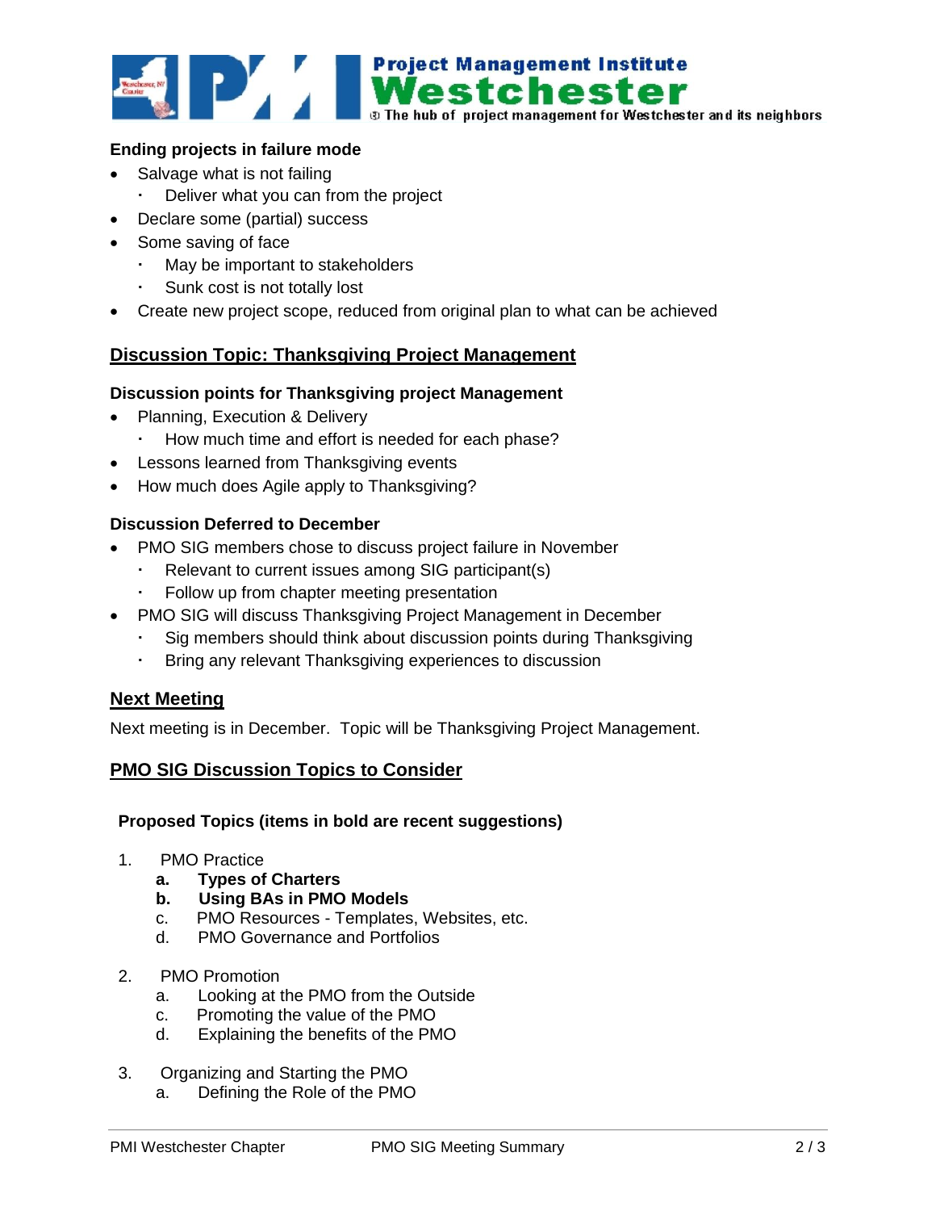**Ending projects in failure mode**

- Salvage what is not failing
  - Deliver what you can from the project
- Declare some (partial) success
- Some saving of face
  - May be important to stakeholders
  - Sunk cost is not totally lost
- Create new project scope, reduced from original plan to what can be achieved

## Discussion Topic: Thanksgiving Project Management

**Discussion points for Thanksgiving project Management**

- Planning, Execution & Delivery
  - How much time and effort is needed for each phase?
- Lessons learned from Thanksgiving events
- How much does Agile apply to Thanksgiving?

**Discussion Deferred to December**

- PMO SIG members chose to discuss project failure in November
  - Relevant to current issues among SIG participant(s)
  - Follow up from chapter meeting presentation
- PMO SIG will discuss Thanksgiving Project Management in December
  - Sig members should think about discussion points during Thanksgiving
  - Bring any relevant Thanksgiving experiences to discussion

## Next Meeting

Next meeting is in December. Topic will be Thanksgiving Project Management.

## PMO SIG Discussion Topics to Consider

**Proposed Topics (items in bold are recent suggestions)**

1. PMO Practice
   - **a. Types of Charters**
   - **b. Using BAs in PMO Models**
   - c. PMO Resources - Templates, Websites, etc.
   - d. PMO Governance and Portfolios

2. PMO Promotion
   - a. Looking at the PMO from the Outside
   - c. Promoting the value of the PMO
   - d. Explaining the benefits of the PMO

3. Organizing and Starting the PMO
   - a. Defining the Role of the PMO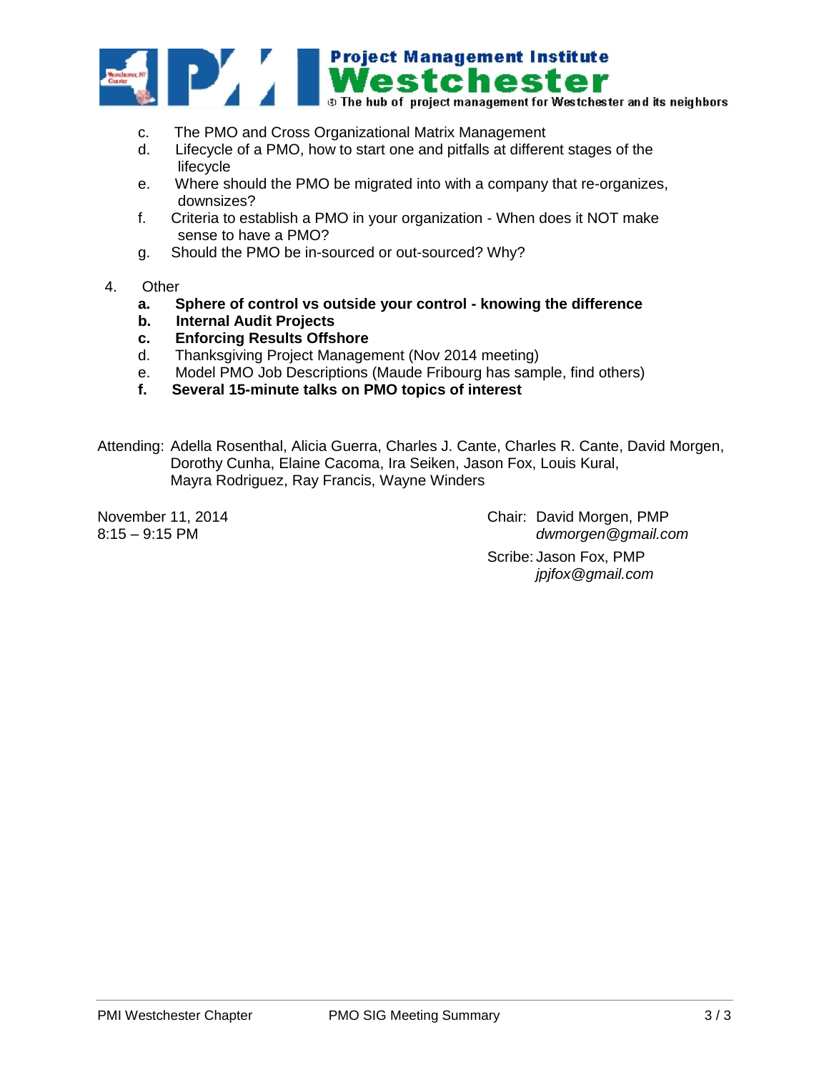c. The PMO and Cross Organizational Matrix Management
d. Lifecycle of a PMO, how to start one and pitfalls at different stages of the lifecycle
e. Where should the PMO be migrated into with a company that re-organizes, downsizes?
f. Criteria to establish a PMO in your organization - When does it NOT make sense to have a PMO?
g. Should the PMO be in-sourced or out-sourced? Why?

4. Other
   - **a. Sphere of control vs outside your control - knowing the difference**
   - **b. Internal Audit Projects**
   - **c. Enforcing Results Offshore**
   - d. Thanksgiving Project Management (Nov 2014 meeting)
   - e. Model PMO Job Descriptions (Maude Fribourg has sample, find others)
   - **f. Several 15-minute talks on PMO topics of interest**

Attending: Adella Rosenthal, Alicia Guerra, Charles J. Cante, Charles R. Cante, David Morgen, Dorothy Cunha, Elaine Cacoma, Ira Seiken, Jason Fox, Louis Kural, Mayra Rodriguez, Ray Francis, Wayne Winders

November 11, 2014
8:15 – 9:15 PM

Chair: David Morgen, PMP
*dwmorgen@gmail.com*

Scribe: Jason Fox, PMP
*jpjfox@gmail.com*